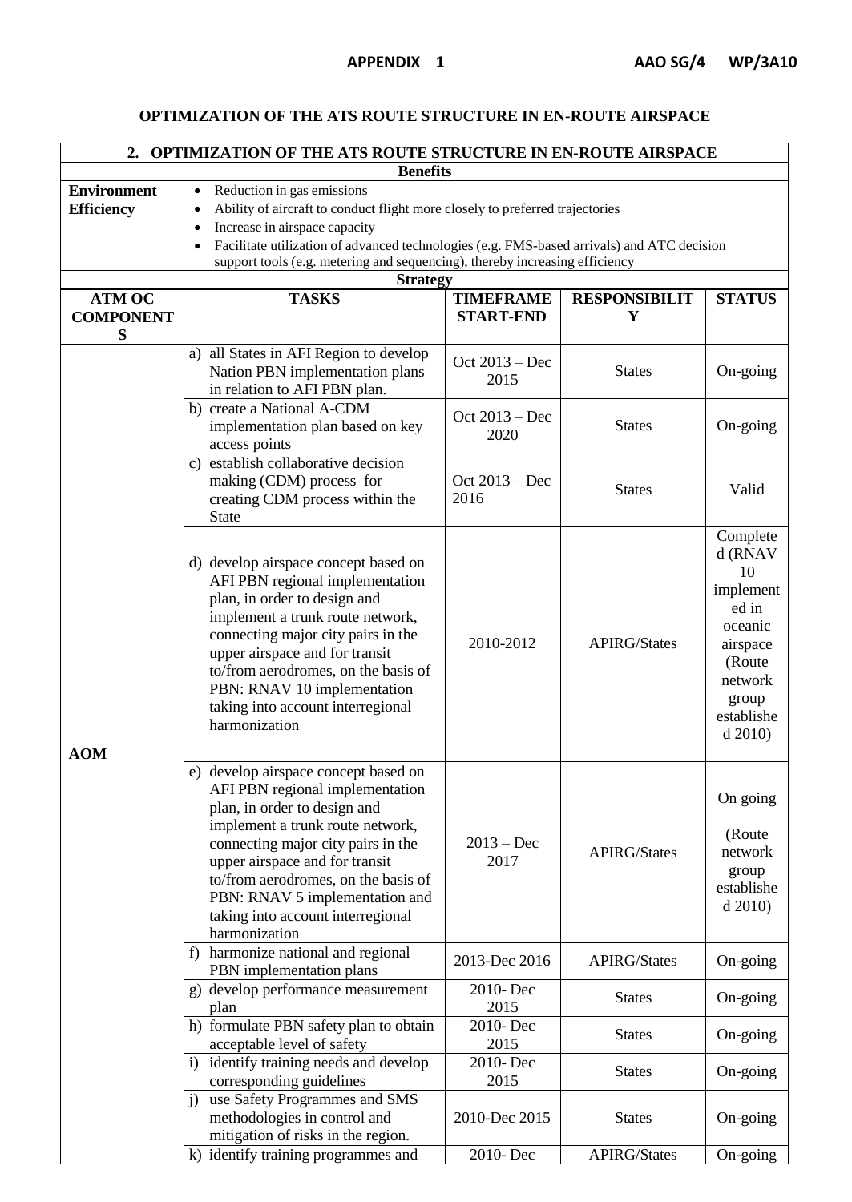**APPENDIX 1 AAO SG/4 WP/3A10**

## OPTIMIZATION OF THE ATS ROUTE STRUCTURE IN EN-ROUTE AIRSPACE

| 2. OPTIMIZATION OF THE ATS ROUTE STRUCTURE IN EN-ROUTE AIRSPACE | | | | |
|---|---|---|---|---|
| **Benefits** | | | | |
| **Environment** | • Reduction in gas emissions | | | |
| **Efficiency** | • Ability of aircraft to conduct flight more closely to preferred trajectories<br>• Increase in airspace capacity<br>• Facilitate utilization of advanced technologies (e.g. FMS-based arrivals) and ATC decision support tools (e.g. metering and sequencing), thereby increasing efficiency | | | |
| **Strategy** | | | | |
| **ATM OC COMPONENTS** | **TASKS** | **TIMEFRAME START-END** | **RESPONSIBILITY** | **STATUS** |
| AOM | a) all States in AFI Region to develop Nation PBN implementation plans in relation to AFI PBN plan. | Oct 2013 – Dec 2015 | States | On-going |
| | b) create a National A-CDM implementation plan based on key access points | Oct 2013 – Dec 2020 | States | On-going |
| | c) establish collaborative decision making (CDM) process for creating CDM process within the State | Oct 2013 – Dec 2016 | States | Valid |
| | d) develop airspace concept based on AFI PBN regional implementation plan, in order to design and implement a trunk route network, connecting major city pairs in the upper airspace and for transit to/from aerodromes, on the basis of PBN: RNAV 10 implementation taking into account interregional harmonization | 2010-2012 | APIRG/States | Completed (RNAV 10 implemented in oceanic airspace (Route network group established 2010) |
| | e) develop airspace concept based on AFI PBN regional implementation plan, in order to design and implement a trunk route network, connecting major city pairs in the upper airspace and for transit to/from aerodromes, on the basis of PBN: RNAV 5 implementation and taking into account interregional harmonization | 2013 – Dec 2017 | APIRG/States | On going<br>(Route network group established 2010) |
| | f) harmonize national and regional PBN implementation plans | 2013-Dec 2016 | APIRG/States | On-going |
| | g) develop performance measurement plan | 2010- Dec 2015 | States | On-going |
| | h) formulate PBN safety plan to obtain acceptable level of safety | 2010- Dec 2015 | States | On-going |
| | i) identify training needs and develop corresponding guidelines | 2010- Dec 2015 | States | On-going |
| | j) use Safety Programmes and SMS methodologies in control and mitigation of risks in the region. | 2010-Dec 2015 | States | On-going |
| | k) identify training programmes and | 2010- Dec | APIRG/States | On-going |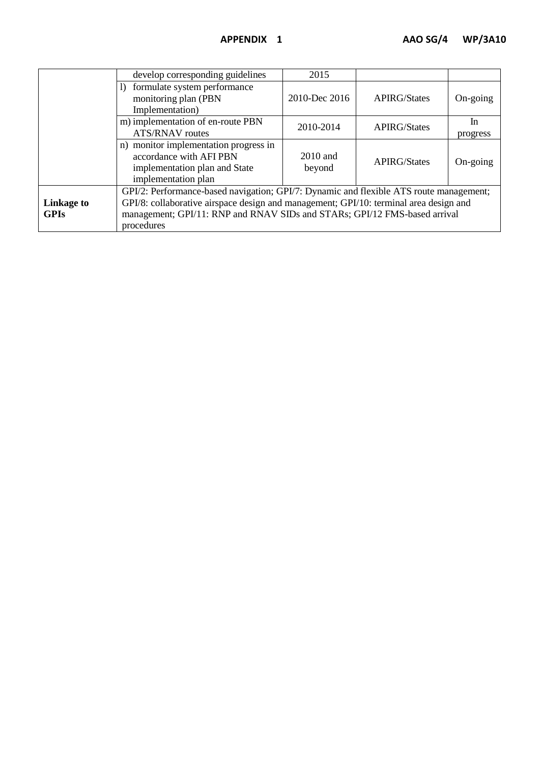| | | | | |
|---|---|---|---|---|
| | develop corresponding guidelines | 2015 | | |
| | l) formulate system performance monitoring plan (PBN Implementation) | 2010-Dec 2016 | APIRG/States | On-going |
| | m) implementation of en-route PBN ATS/RNAV routes | 2010-2014 | APIRG/States | In progress |
| | n) monitor implementation progress in accordance with AFI PBN implementation plan and State implementation plan | 2010 and beyond | APIRG/States | On-going |
| **Linkage to GPIs** | GPI/2: Performance-based navigation; GPI/7: Dynamic and flexible ATS route management; GPI/8: collaborative airspace design and management; GPI/10: terminal area design and management; GPI/11: RNP and RNAV SIDs and STARs; GPI/12 FMS-based arrival procedures | | | |